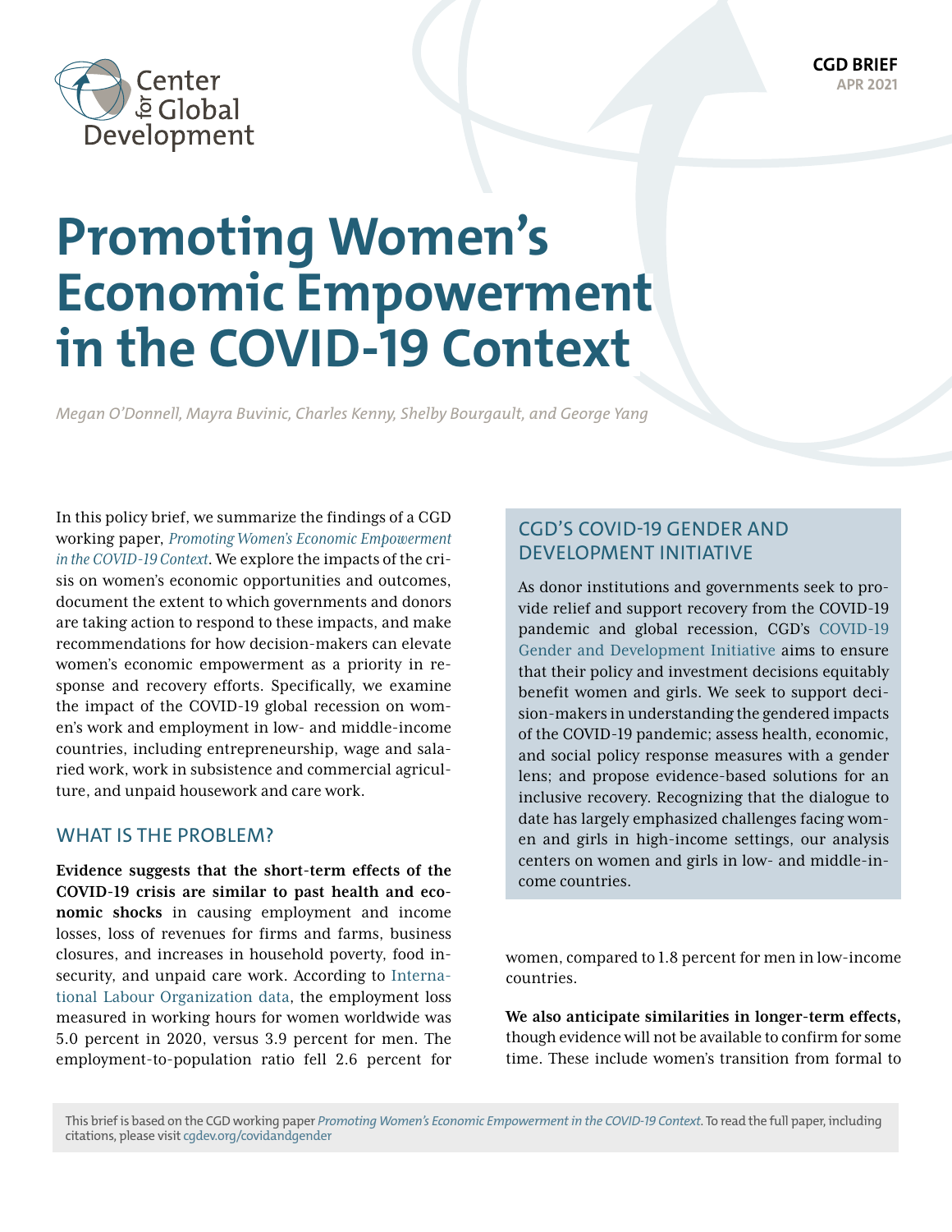CGD BRIEF
APR 2021

# Promoting Women's Economic Empowerment in the COVID-19 Context

*Megan O'Donnell, Mayra Buvinic, Charles Kenny, Shelby Bourgault, and George Yang*

In this policy brief, we summarize the findings of a CGD working paper, *Promoting Women's Economic Empowerment in the COVID-19 Context*. We explore the impacts of the crisis on women's economic opportunities and outcomes, document the extent to which governments and donors are taking action to respond to these impacts, and make recommendations for how decision-makers can elevate women's economic empowerment as a priority in response and recovery efforts. Specifically, we examine the impact of the COVID-19 global recession on women's work and employment in low- and middle-income countries, including entrepreneurship, wage and salaried work, work in subsistence and commercial agriculture, and unpaid housework and care work.

## CGD'S COVID-19 GENDER AND DEVELOPMENT INITIATIVE

As donor institutions and governments seek to provide relief and support recovery from the COVID-19 pandemic and global recession, CGD's COVID-19 Gender and Development Initiative aims to ensure that their policy and investment decisions equitably benefit women and girls. We seek to support decision-makers in understanding the gendered impacts of the COVID-19 pandemic; assess health, economic, and social policy response measures with a gender lens; and propose evidence-based solutions for an inclusive recovery. Recognizing that the dialogue to date has largely emphasized challenges facing women and girls in high-income settings, our analysis centers on women and girls in low- and middle-income countries.

## WHAT IS THE PROBLEM?

**Evidence suggests that the short-term effects of the COVID-19 crisis are similar to past health and economic shocks** in causing employment and income losses, loss of revenues for firms and farms, business closures, and increases in household poverty, food insecurity, and unpaid care work. According to International Labour Organization data, the employment loss measured in working hours for women worldwide was 5.0 percent in 2020, versus 3.9 percent for men. The employment-to-population ratio fell 2.6 percent for women, compared to 1.8 percent for men in low-income countries.

**We also anticipate similarities in longer-term effects,** though evidence will not be available to confirm for some time. These include women's transition from formal to

This brief is based on the CGD working paper *Promoting Women's Economic Empowerment in the COVID-19 Context*. To read the full paper, including citations, please visit cgdev.org/covidandgender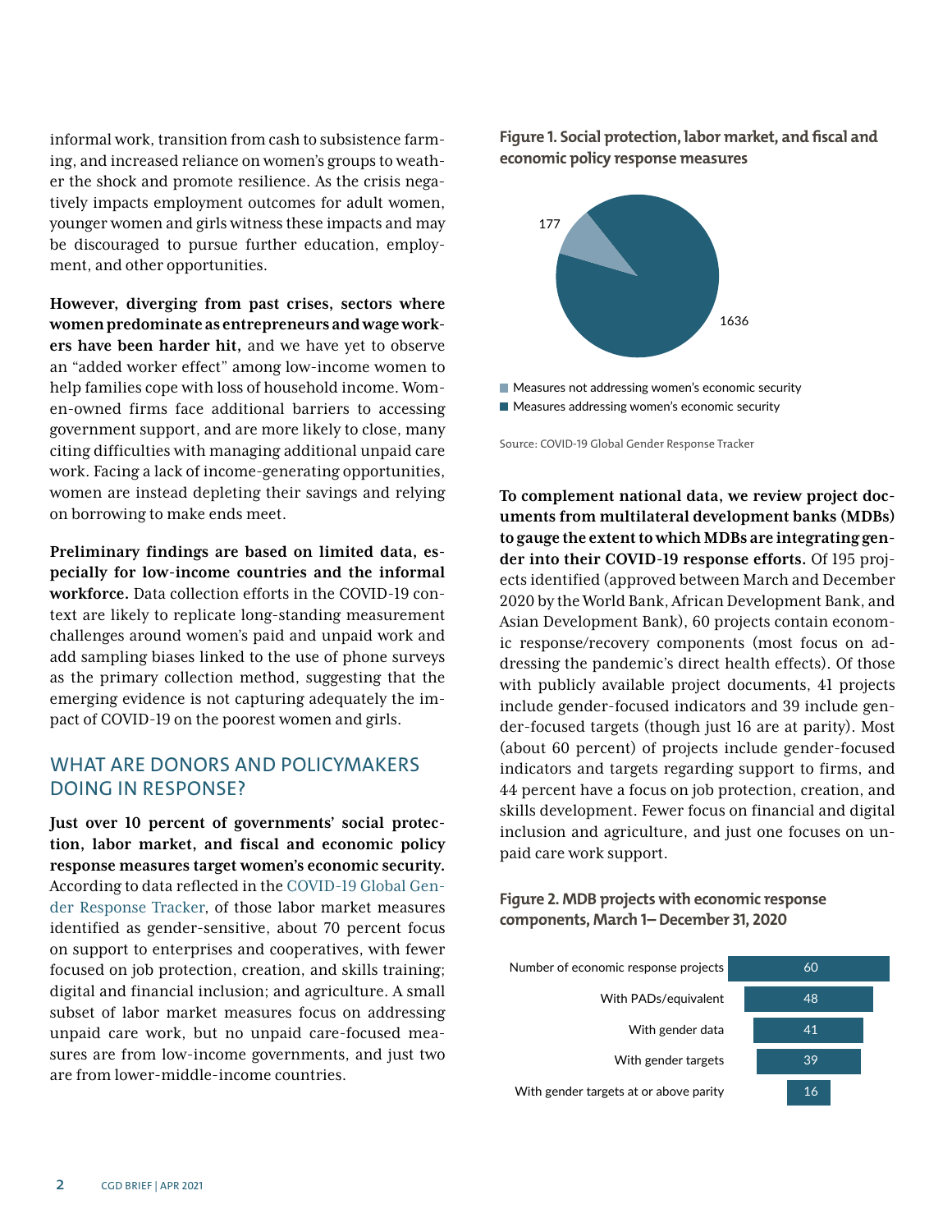informal work, transition from cash to subsistence farming, and increased reliance on women's groups to weather the shock and promote resilience. As the crisis negatively impacts employment outcomes for adult women, younger women and girls witness these impacts and may be discouraged to pursue further education, employment, and other opportunities.

**However, diverging from past crises, sectors where women predominate as entrepreneurs and wage workers have been harder hit,** and we have yet to observe an "added worker effect" among low-income women to help families cope with loss of household income. Women-owned firms face additional barriers to accessing government support, and are more likely to close, many citing difficulties with managing additional unpaid care work. Facing a lack of income-generating opportunities, women are instead depleting their savings and relying on borrowing to make ends meet.

**Preliminary findings are based on limited data, especially for low-income countries and the informal workforce.** Data collection efforts in the COVID-19 context are likely to replicate long-standing measurement challenges around women's paid and unpaid work and add sampling biases linked to the use of phone surveys as the primary collection method, suggesting that the emerging evidence is not capturing adequately the impact of COVID-19 on the poorest women and girls.

## WHAT ARE DONORS AND POLICYMAKERS DOING IN RESPONSE?

**Just over 10 percent of governments' social protection, labor market, and fiscal and economic policy response measures target women's economic security.** According to data reflected in the COVID-19 Global Gender Response Tracker, of those labor market measures identified as gender-sensitive, about 70 percent focus on support to enterprises and cooperatives, with fewer focused on job protection, creation, and skills training; digital and financial inclusion; and agriculture. A small subset of labor market measures focus on addressing unpaid care work, but no unpaid care-focused measures are from low-income governments, and just two are from lower-middle-income countries.

**Figure 1. Social protection, labor market, and fiscal and economic policy response measures**

| Category | Number |
| --- | --- |
| Measures not addressing women's economic security | 1636 |
| Measures addressing women's economic security | 177 |

Source: COVID-19 Global Gender Response Tracker

**To complement national data, we review project documents from multilateral development banks (MDBs) to gauge the extent to which MDBs are integrating gender into their COVID-19 response efforts.** Of 195 projects identified (approved between March and December 2020 by the World Bank, African Development Bank, and Asian Development Bank), 60 projects contain economic response/recovery components (most focus on addressing the pandemic's direct health effects). Of those with publicly available project documents, 41 projects include gender-focused indicators and 39 include gender-focused targets (though just 16 are at parity). Most (about 60 percent) of projects include gender-focused indicators and targets regarding support to firms, and 44 percent have a focus on job protection, creation, and skills development. Fewer focus on financial and digital inclusion and agriculture, and just one focuses on unpaid care work support.

**Figure 2. MDB projects with economic response components, March 1– December 31, 2020**

| Category | Number |
| --- | --- |
| Number of economic response projects | 60 |
| With PADs/equivalent | 48 |
| With gender data | 41 |
| With gender targets | 39 |
| With gender targets at or above parity | 16 |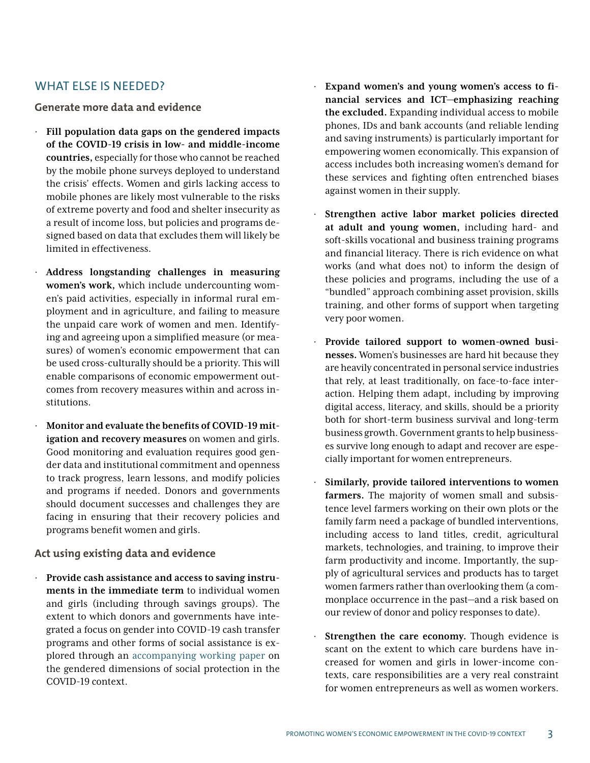## WHAT ELSE IS NEEDED?

### Generate more data and evidence

- **Fill population data gaps on the gendered impacts of the COVID-19 crisis in low- and middle-income countries,** especially for those who cannot be reached by the mobile phone surveys deployed to understand the crisis' effects. Women and girls lacking access to mobile phones are likely most vulnerable to the risks of extreme poverty and food and shelter insecurity as a result of income loss, but policies and programs designed based on data that excludes them will likely be limited in effectiveness.

- **Address longstanding challenges in measuring women's work,** which include undercounting women's paid activities, especially in informal rural employment and in agriculture, and failing to measure the unpaid care work of women and men. Identifying and agreeing upon a simplified measure (or measures) of women's economic empowerment that can be used cross-culturally should be a priority. This will enable comparisons of economic empowerment outcomes from recovery measures within and across institutions.

- **Monitor and evaluate the benefits of COVID-19 mitigation and recovery measures** on women and girls. Good monitoring and evaluation requires good gender data and institutional commitment and openness to track progress, learn lessons, and modify policies and programs if needed. Donors and governments should document successes and challenges they are facing in ensuring that their recovery policies and programs benefit women and girls.

### Act using existing data and evidence

- **Provide cash assistance and access to saving instruments in the immediate term** to individual women and girls (including through savings groups). The extent to which donors and governments have integrated a focus on gender into COVID-19 cash transfer programs and other forms of social assistance is explored through an accompanying working paper on the gendered dimensions of social protection in the COVID-19 context.

- **Expand women's and young women's access to financial services and ICT—emphasizing reaching the excluded.** Expanding individual access to mobile phones, IDs and bank accounts (and reliable lending and saving instruments) is particularly important for empowering women economically. This expansion of access includes both increasing women's demand for these services and fighting often entrenched biases against women in their supply.

- **Strengthen active labor market policies directed at adult and young women,** including hard- and soft-skills vocational and business training programs and financial literacy. There is rich evidence on what works (and what does not) to inform the design of these policies and programs, including the use of a "bundled" approach combining asset provision, skills training, and other forms of support when targeting very poor women.

- **Provide tailored support to women-owned businesses.** Women's businesses are hard hit because they are heavily concentrated in personal service industries that rely, at least traditionally, on face-to-face interaction. Helping them adapt, including by improving digital access, literacy, and skills, should be a priority both for short-term business survival and long-term business growth. Government grants to help businesses survive long enough to adapt and recover are especially important for women entrepreneurs.

- **Similarly, provide tailored interventions to women farmers.** The majority of women small and subsistence level farmers working on their own plots or the family farm need a package of bundled interventions, including access to land titles, credit, agricultural markets, technologies, and training, to improve their farm productivity and income. Importantly, the supply of agricultural services and products has to target women farmers rather than overlooking them (a commonplace occurrence in the past—and a risk based on our review of donor and policy responses to date).

- **Strengthen the care economy.** Though evidence is scant on the extent to which care burdens have increased for women and girls in lower-income contexts, care responsibilities are a very real constraint for women entrepreneurs as well as women workers.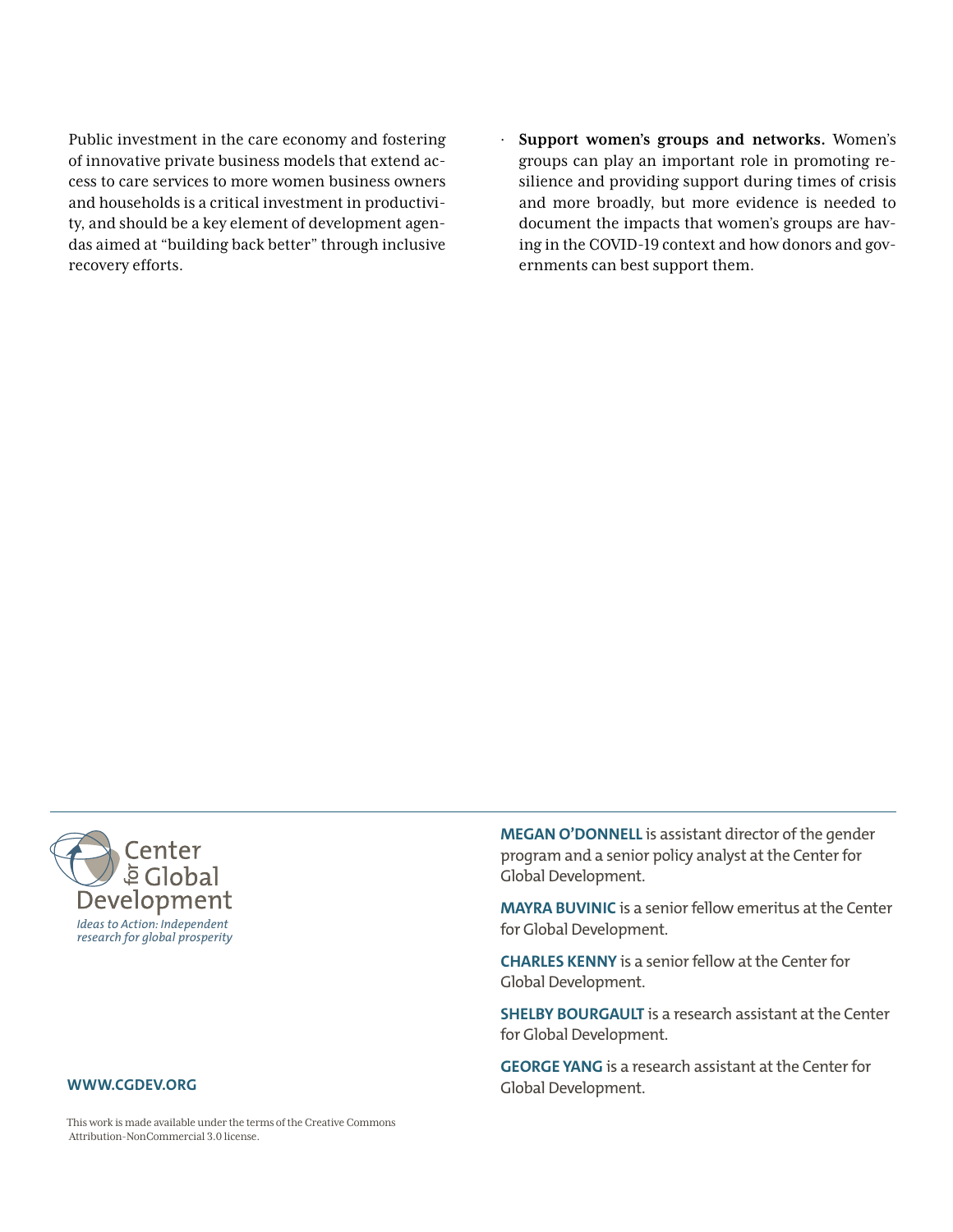Public investment in the care economy and fostering of innovative private business models that extend access to care services to more women business owners and households is a critical investment in productivity, and should be a key element of development agendas aimed at "building back better" through inclusive recovery efforts.

- **Support women's groups and networks.** Women's groups can play an important role in promoting resilience and providing support during times of crisis and more broadly, but more evidence is needed to document the impacts that women's groups are having in the COVID-19 context and how donors and governments can best support them.

Center for Global Development

*Ideas to Action: Independent research for global prosperity*

**WWW.CGDEV.ORG**

This work is made available under the terms of the Creative Commons Attribution-NonCommercial 3.0 license.

**MEGAN O'DONNELL** is assistant director of the gender program and a senior policy analyst at the Center for Global Development.

**MAYRA BUVINIC** is a senior fellow emeritus at the Center for Global Development.

**CHARLES KENNY** is a senior fellow at the Center for Global Development.

**SHELBY BOURGAULT** is a research assistant at the Center for Global Development.

**GEORGE YANG** is a research assistant at the Center for Global Development.